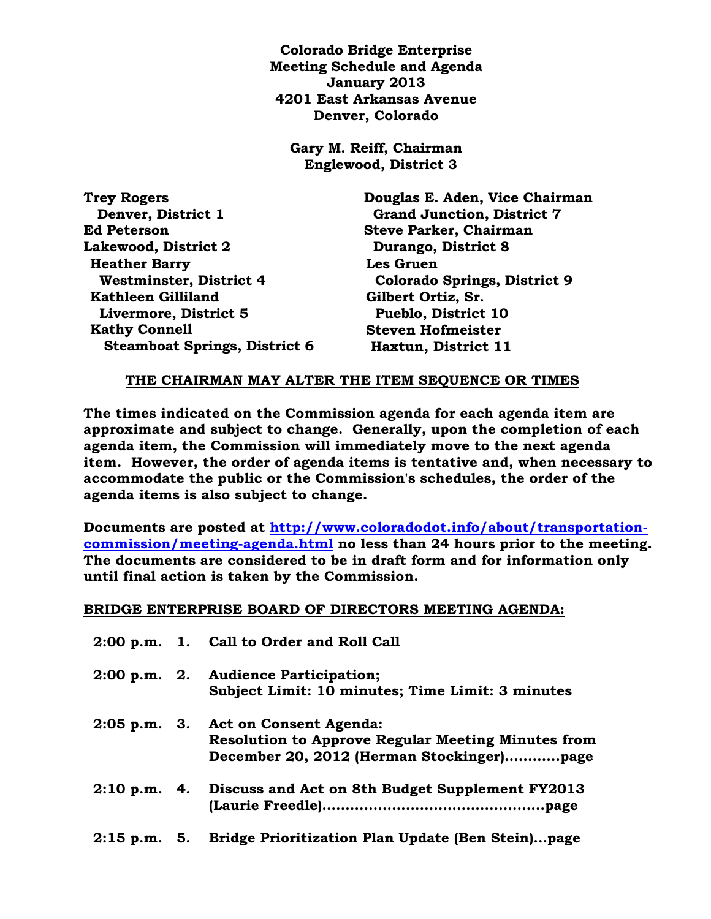**Colorado Bridge Enterprise**
**Meeting Schedule and Agenda**
**January 2013**
**4201 East Arkansas Avenue**
**Denver, Colorado**

**Gary M. Reiff, Chairman**
**Englewood, District 3**

**Trey Rogers**
**Denver, District 1**
**Ed Peterson**
**Lakewood, District 2**
**Heather Barry**
**Westminster, District 4**
**Kathleen Gilliland**
**Livermore, District 5**
**Kathy Connell**
**Steamboat Springs, District 6**

**Douglas E. Aden, Vice Chairman**
**Grand Junction, District 7**
**Steve Parker, Chairman**
**Durango, District 8**
**Les Gruen**
**Colorado Springs, District 9**
**Gilbert Ortiz, Sr.**
**Pueblo, District 10**
**Steven Hofmeister**
**Haxtun, District 11**

**THE CHAIRMAN MAY ALTER THE ITEM SEQUENCE OR TIMES**

**The times indicated on the Commission agenda for each agenda item are approximate and subject to change. Generally, upon the completion of each agenda item, the Commission will immediately move to the next agenda item. However, the order of agenda items is tentative and, when necessary to accommodate the public or the Commission's schedules, the order of the agenda items is also subject to change.**

**Documents are posted at http://www.coloradodot.info/about/transportation-commission/meeting-agenda.html no less than 24 hours prior to the meeting. The documents are considered to be in draft form and for information only until final action is taken by the Commission.**

**BRIDGE ENTERPRISE BOARD OF DIRECTORS MEETING AGENDA:**

**2:00 p.m. 1. Call to Order and Roll Call**

**2:00 p.m. 2. Audience Participation;**
**Subject Limit: 10 minutes; Time Limit: 3 minutes**

**2:05 p.m. 3. Act on Consent Agenda:**
**Resolution to Approve Regular Meeting Minutes from December 20, 2012 (Herman Stockinger)............page**

**2:10 p.m. 4. Discuss and Act on 8th Budget Supplement FY2013 (Laurie Freedle)...............................................page**

**2:15 p.m. 5. Bridge Prioritization Plan Update (Ben Stein)...page**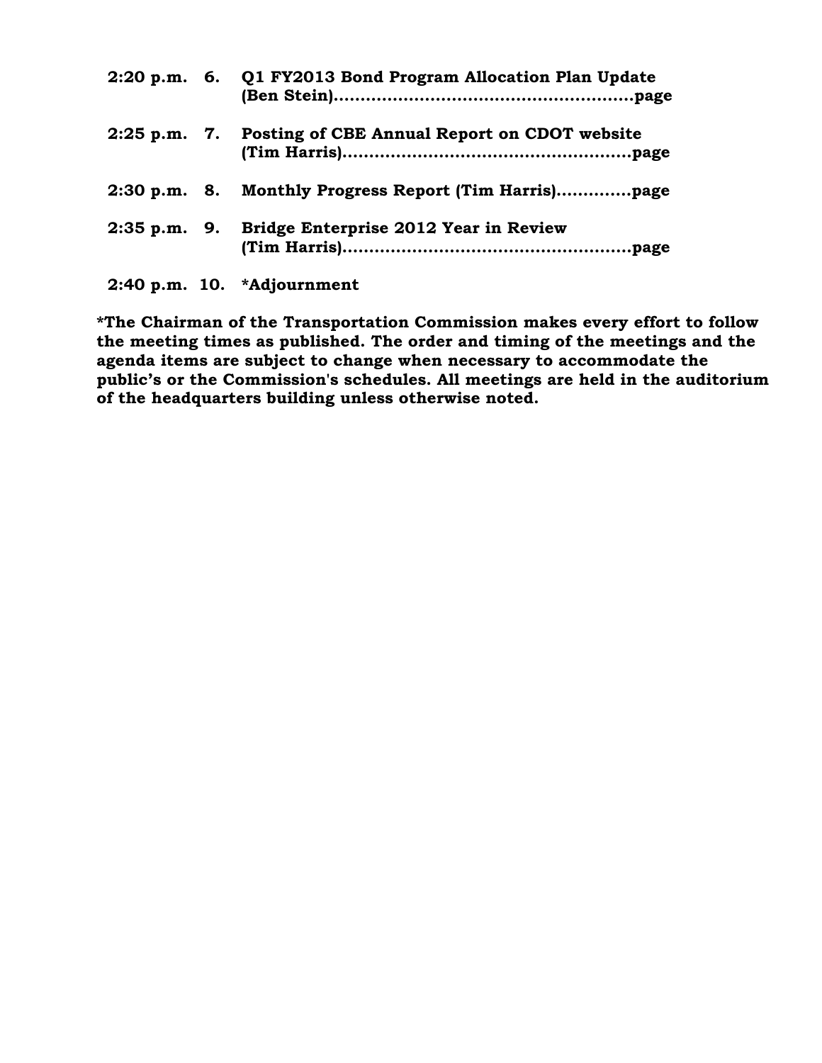**2:20 p.m. 6. Q1 FY2013 Bond Program Allocation Plan Update (Ben Stein)………………………………………………page**

**2:25 p.m. 7. Posting of CBE Annual Report on CDOT website (Tim Harris)……………………………………………page**

**2:30 p.m. 8. Monthly Progress Report (Tim Harris)…………page**

**2:35 p.m. 9. Bridge Enterprise 2012 Year in Review (Tim Harris)……………………………………………page**

**2:40 p.m. 10. *Adjournment**

***The Chairman of the Transportation Commission makes every effort to follow the meeting times as published. The order and timing of the meetings and the agenda items are subject to change when necessary to accommodate the public's or the Commission's schedules. All meetings are held in the auditorium of the headquarters building unless otherwise noted.**